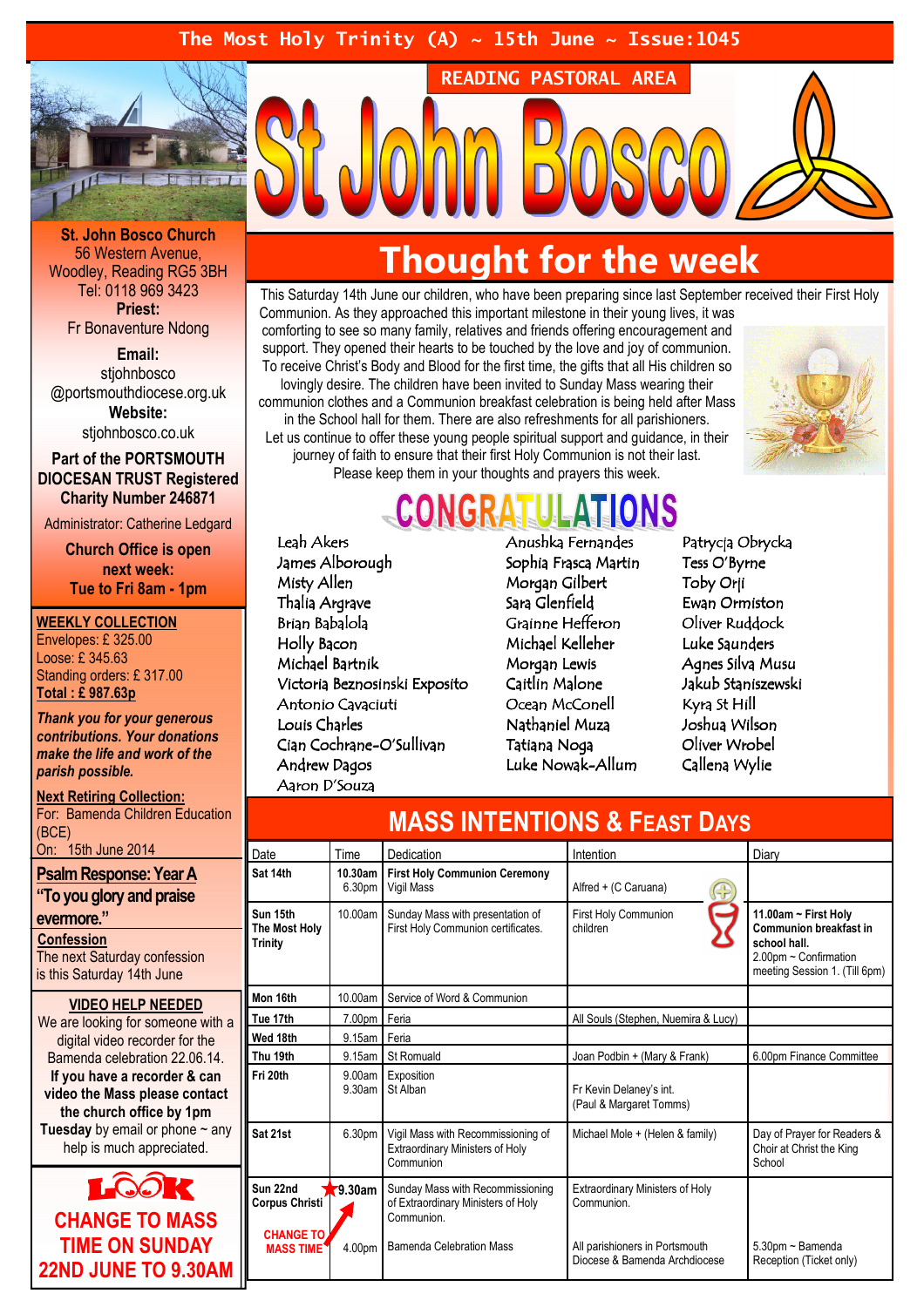The Most Holy Trinity (A) ~ 15th June ~ Issue:1045

READING PASTORAL AREA

# St John Bosco

**St. John Bosco Church**
56 Western Avenue, Woodley, Reading RG5 3BH
Tel: 0118 969 3423

**Priest:**
Fr Bonaventure Ndong

**Email:**
stjohnbosco@portsmouthdiocese.org.uk

**Website:**
stjohnbosco.co.uk

**Part of the PORTSMOUTH DIOCESAN TRUST Registered Charity Number 246871**

Administrator: Catherine Ledgard

**Church Office is open next week: Tue to Fri 8am - 1pm**

**WEEKLY COLLECTION**
Envelopes: £ 325.00
Loose: £ 345.63
Standing orders: £ 317.00
**Total : £ 987.63p**

***Thank you for your generous contributions. Your donations make the life and work of the parish possible.***

**Next Retiring Collection:**
For: Bamenda Children Education (BCE)
On: 15th June 2014

**Psalm Response: Year A**
**"To you glory and praise evermore."**

**Confession**
The next Saturday confession is this Saturday 14th June

**VIDEO HELP NEEDED**
We are looking for someone with a digital video recorder for the Bamenda celebration 22.06.14. **If you have a recorder & can video the Mass please contact the church office by 1pm Tuesday** by email or phone ~ any help is much appreciated.

**LOOK**
**CHANGE TO MASS TIME ON SUNDAY 22ND JUNE TO 9.30AM**

## Thought for the week

This Saturday 14th June our children, who have been preparing since last September received their First Holy Communion. As they approached this important milestone in their young lives, it was comforting to see so many family, relatives and friends offering encouragement and support. They opened their hearts to be touched by the love and joy of communion. To receive Christ's Body and Blood for the first time, the gifts that all His children so lovingly desire. The children have been invited to Sunday Mass wearing their communion clothes and a Communion breakfast celebration is being held after Mass in the School hall for them. There are also refreshments for all parishioners. Let us continue to offer these young people spiritual support and guidance, in their journey of faith to ensure that their first Holy Communion is not their last. Please keep them in your thoughts and prayers this week.

## CONGRATULATIONS

Leah Akers
James Alborough
Misty Allen
Thalia Argrave
Brian Babalola
Holly Bacon
Michael Bartnik
Victoria Beznosinski Exposito
Antonio Cavaciuti
Louis Charles
Cian Cochrane-O'Sullivan
Andrew Dagos
Aaron D'Souza
Anushka Fernandes
Sophia Frasca Martin
Morgan Gilbert
Sara Glenfield
Grainne Hefferon
Michael Kelleher
Morgan Lewis
Caitlin Malone
Ocean McConell
Nathaniel Muza
Tatiana Noga
Luke Nowak-Allum
Patrycja Obrycka
Tess O'Byrne
Toby Orji
Ewan Ormiston
Oliver Ruddock
Luke Saunders
Agnes Silva Musu
Jakub Staniszewski
Kyra St Hill
Joshua Wilson
Oliver Wrobel
Callena Wylie

## MASS INTENTIONS & FEAST DAYS

| Date | Time | Dedication | Intention | Diary |
|---|---|---|---|---|
| **Sat 14th** | **10.30am**<br>6.30pm | **First Holy Communion Ceremony**<br>Vigil Mass | Alfred + (C Caruana) | |
| **Sun 15th The Most Holy Trinity** | 10.00am | Sunday Mass with presentation of First Holy Communion certificates. | First Holy Communion children | **11.00am ~ First Holy Communion breakfast in school hall.**<br>2.00pm ~ Confirmation meeting Session 1. (Till 6pm) |
| **Mon 16th** | 10.00am | Service of Word & Communion | | |
| **Tue 17th** | 7.00pm | Feria | All Souls (Stephen, Nuemira & Lucy) | |
| **Wed 18th** | 9.15am | Feria | | |
| **Thu 19th** | 9.15am | St Romuald | Joan Podbin + (Mary & Frank) | 6.00pm Finance Committee |
| **Fri 20th** | 9.00am<br>9.30am | Exposition<br>St Alban | Fr Kevin Delaney's int. (Paul & Margaret Tomms) | |
| **Sat 21st** | 6.30pm | Vigil Mass with Recommissioning of Extraordinary Ministers of Holy Communion | Michael Mole + (Helen & family) | Day of Prayer for Readers & Choir at Christ the King School |
| **Sun 22nd Corpus Christi**<br>CHANGE TO MASS TIME | **9.30am**<br>4.00pm | Sunday Mass with Recommissioning of Extraordinary Ministers of Holy Communion.<br>Bamenda Celebration Mass | Extraordinary Ministers of Holy Communion.<br>All parishioners in Portsmouth Diocese & Bamenda Archdiocese | 5.30pm ~ Bamenda Reception (Ticket only) |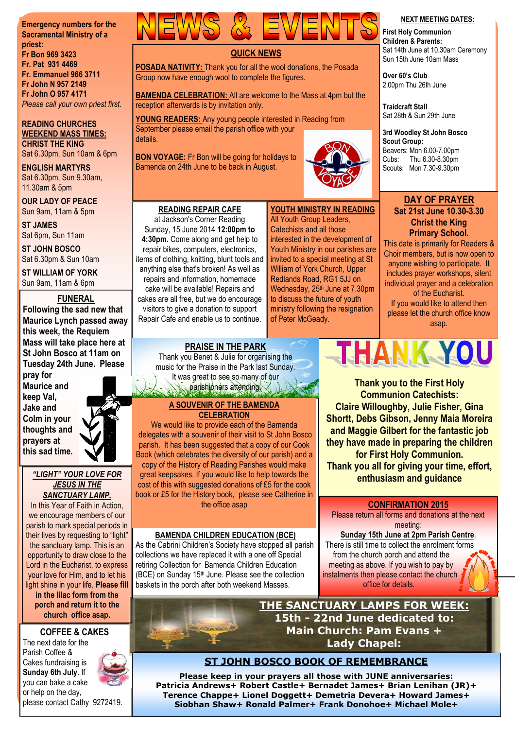**Emergency numbers for the Sacramental Ministry of a priest:**
**Fr Bon 969 3423**
**Fr. Pat 931 4469**
**Fr. Emmanuel 966 3711**
**Fr John N 957 2149**
**Fr John O 957 4171**
*Please call your own priest first.*

## READING CHURCHES WEEKEND MASS TIMES:

**CHRIST THE KING**
Sat 6.30pm, Sun 10am & 6pm

**ENGLISH MARTYRS**
Sat 6.30pm, Sun 9.30am, 11.30am & 5pm

**OUR LADY OF PEACE**
Sun 9am, 11am & 5pm

**ST JAMES**
Sat 6pm, Sun 11am

**ST JOHN BOSCO**
Sat 6.30pm & Sun 10am

**ST WILLIAM OF YORK**
Sun 9am, 11am & 6pm

## FUNERAL

**Following the sad new that Maurice Lynch passed away this week, the Requiem Mass will take place here at St John Bosco at 11am on Tuesday 24th June. Please pray for Maurice and keep Val, Jake and Colm in your thoughts and prayers at this sad time.**

## *"LIGHT" YOUR LOVE FOR JESUS IN THE SANCTUARY LAMP.*

In this Year of Faith in Action, we encourage members of our parish to mark special periods in their lives by requesting to "light" the sanctuary lamp. This is an opportunity to draw close to the Lord in the Eucharist, to express your love for Him, and to let his light shine in your life. **Please fill in the lilac form from the porch and return it to the church office asap.**

## COFFEE & CAKES

The next date for the Parish Coffee & Cakes fundraising is **Sunday 6th July**. If you can bake a cake or help on the day, please contact Cathy 9272419.

# NEWS & EVENTS

## QUICK NEWS

**POSADA NATIVITY:** Thank you for all the wool donations, the Posada Group now have enough wool to complete the figures.

**BAMENDA CELEBRATION:** All are welcome to the Mass at 4pm but the reception afterwards is by invitation only.

**YOUNG READERS:** Any young people interested in Reading from September please email the parish office with your details.

**BON VOYAGE:** Fr Bon will be going for holidays to Bamenda on 24th June to be back in August.

## NEXT MEETING DATES:

**First Holy Communion Children & Parents:**
Sat 14th June at 10.30am Ceremony
Sun 15th June 10am Mass

**Over 60's Club**
2.00pm Thu 26th June

**Traidcraft Stall**
Sat 28th & Sun 29th June

**3rd Woodley St John Bosco Scout Group:**
Beavers: Mon 6.00-7.00pm
Cubs: Thu 6.30-8.30pm
Scouts: Mon 7.30-9.30pm

## READING REPAIR CAFE

at Jackson's Corner Reading Sunday, 15 June 2014 **12:00pm to 4:30pm.** Come along and get help to repair bikes, computers, electronics, items of clothing, knitting, blunt tools and anything else that's broken! As well as repairs and information, homemade cake will be available! Repairs and cakes are all free, but we do encourage visitors to give a donation to support Repair Cafe and enable us to continue.

## YOUTH MINISTRY IN READING

All Youth Group Leaders, Catechists and all those interested in the development of Youth Ministry in our parishes are invited to a special meeting at St William of York Church, Upper Redlands Road, RG1 5JJ on Wednesday, 25th June at 7.30pm to discuss the future of youth ministry following the resignation of Peter McGeady.

## DAY OF PRAYER

**Sat 21st June 10.30-3.30**
**Christ the King Primary School.**

This date is primarily for Readers & Choir members, but is now open to anyone wishing to participate. It includes prayer workshops, silent individual prayer and a celebration of the Eucharist.
If you would like to attend then please let the church office know asap.

## PRAISE IN THE PARK

Thank you Benet & Julie for organising the music for the Praise in the Park last Sunday. It was great to see so many of our parishioners attending.

## A SOUVENIR OF THE BAMENDA CELEBRATION

We would like to provide each of the Bamenda delegates with a souvenir of their visit to St John Bosco parish. It has been suggested that a copy of our Cook Book (which celebrates the diversity of our parish) and a copy of the History of Reading Parishes would make great keepsakes. If you would like to help towards the cost of this with suggested donations of £5 for the cook book or £5 for the History book, please see Catherine in the office asap

## THANK YOU

**Thank you to the First Holy Communion Catechists: Claire Willoughby, Julie Fisher, Gina Shortt, Debs Gibson, Jenny Maia Moreira and Maggie Gilbert for the fantastic job they have made in preparing the children for First Holy Communion. Thank you all for giving your time, effort, enthusiasm and guidance**

## BAMENDA CHILDREN EDUCATION (BCE)

As the Cabrini Children's Society have stopped all parish collections we have replaced it with a one off Special retiring Collection for Bamenda Children Education (BCE) on Sunday 15th June. Please see the collection baskets in the porch after both weekend Masses.

## CONFIRMATION 2015

Please return all forms and donations at the next meeting:
**Sunday 15th June at 2pm Parish Centre**.
There is still time to collect the enrolment forms from the church porch and attend the meeting as above. If you wish to pay by instalments then please contact the church office for details.

## THE SANCTUARY LAMPS FOR WEEK:

**15th - 22nd June dedicated to:**
**Main Church: Pam Evans +**
**Lady Chapel:**

## ST JOHN BOSCO BOOK OF REMEMBRANCE

**Please keep in your prayers all those with JUNE anniversaries:**
**Patricia Andrews+ Robert Castle+ Bernadet James+ Brian Lenihan (JR)+ Terence Chappe+ Lionel Doggett+ Demetria Devera+ Howard James+ Siobhan Shaw+ Ronald Palmer+ Frank Donohoe+ Michael Mole+**